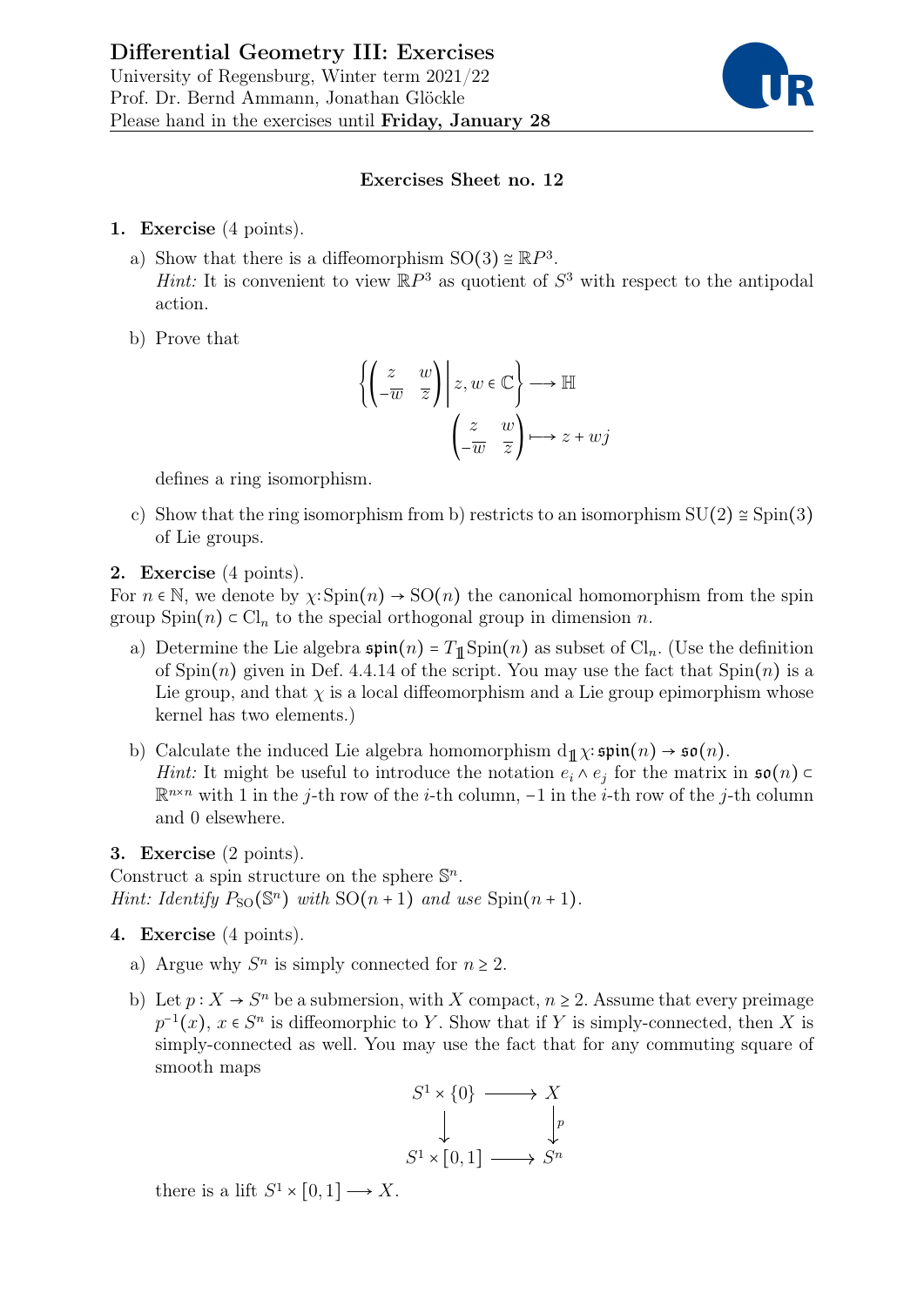# Differential Geometry III: Exercises

University of Regensburg, Winter term 2021/22
Prof. Dr. Bernd Ammann, Jonathan Glöckle
Please hand in the exercises until **Friday, January 28**

## Exercises Sheet no. 12

**1. Exercise** (4 points).

a) Show that there is a diffeomorphism $\mathrm{SO}(3) \cong \mathbb{R}P^3$.
*Hint:* It is convenient to view $\mathbb{R}P^3$ as quotient of $S^3$ with respect to the antipodal action.

b) Prove that

$$\left\{ \begin{pmatrix} z & w \\ -\overline{w} & \overline{z} \end{pmatrix} \middle| \, z, w \in \mathbb{C} \right\} \longrightarrow \mathbb{H}$$
$$\begin{pmatrix} z & w \\ -\overline{w} & \overline{z} \end{pmatrix} \longmapsto z + wj$$

defines a ring isomorphism.

c) Show that the ring isomorphism from b) restricts to an isomorphism $\mathrm{SU}(2) \cong \mathrm{Spin}(3)$ of Lie groups.

**2. Exercise** (4 points).
For $n \in \mathbb{N}$, we denote by $\chi \colon \mathrm{Spin}(n) \to \mathrm{SO}(n)$ the canonical homomorphism from the spin group $\mathrm{Spin}(n) \subset \mathrm{Cl}_n$ to the special orthogonal group in dimension $n$.

a) Determine the Lie algebra $\mathfrak{spin}(n) = T_{\mathbb{1}}\mathrm{Spin}(n)$ as subset of $\mathrm{Cl}_n$. (Use the definition of $\mathrm{Spin}(n)$ given in Def. 4.4.14 of the script. You may use the fact that $\mathrm{Spin}(n)$ is a Lie group, and that $\chi$ is a local diffeomorphism and a Lie group epimorphism whose kernel has two elements.)

b) Calculate the induced Lie algebra homomorphism $\mathrm{d}_{\mathbb{1}}\chi \colon \mathfrak{spin}(n) \to \mathfrak{so}(n)$.
*Hint:* It might be useful to introduce the notation $e_i \wedge e_j$ for the matrix in $\mathfrak{so}(n) \subset \mathbb{R}^{n\times n}$ with 1 in the $j$-th row of the $i$-th column, $-1$ in the $i$-th row of the $j$-th column and 0 elsewhere.

**3. Exercise** (2 points).
Construct a spin structure on the sphere $\mathbb{S}^n$.
*Hint: Identify $P_{\mathrm{SO}}(\mathbb{S}^n)$ with $\mathrm{SO}(n+1)$ and use $\mathrm{Spin}(n+1)$.*

**4. Exercise** (4 points).

a) Argue why $S^n$ is simply connected for $n \geq 2$.

b) Let $p : X \to S^n$ be a submersion, with $X$ compact, $n \geq 2$. Assume that every preimage $p^{-1}(x)$, $x \in S^n$ is diffeomorphic to $Y$. Show that if $Y$ is simply-connected, then $X$ is simply-connected as well. You may use the fact that for any commuting square of smooth maps

$$\begin{array}{ccc} S^1 \times \{0\} & \longrightarrow & X \\ \big\downarrow & & \big\downarrow p \\ S^1 \times [0,1] & \longrightarrow & S^n \end{array}$$

there is a lift $S^1 \times [0,1] \longrightarrow X$.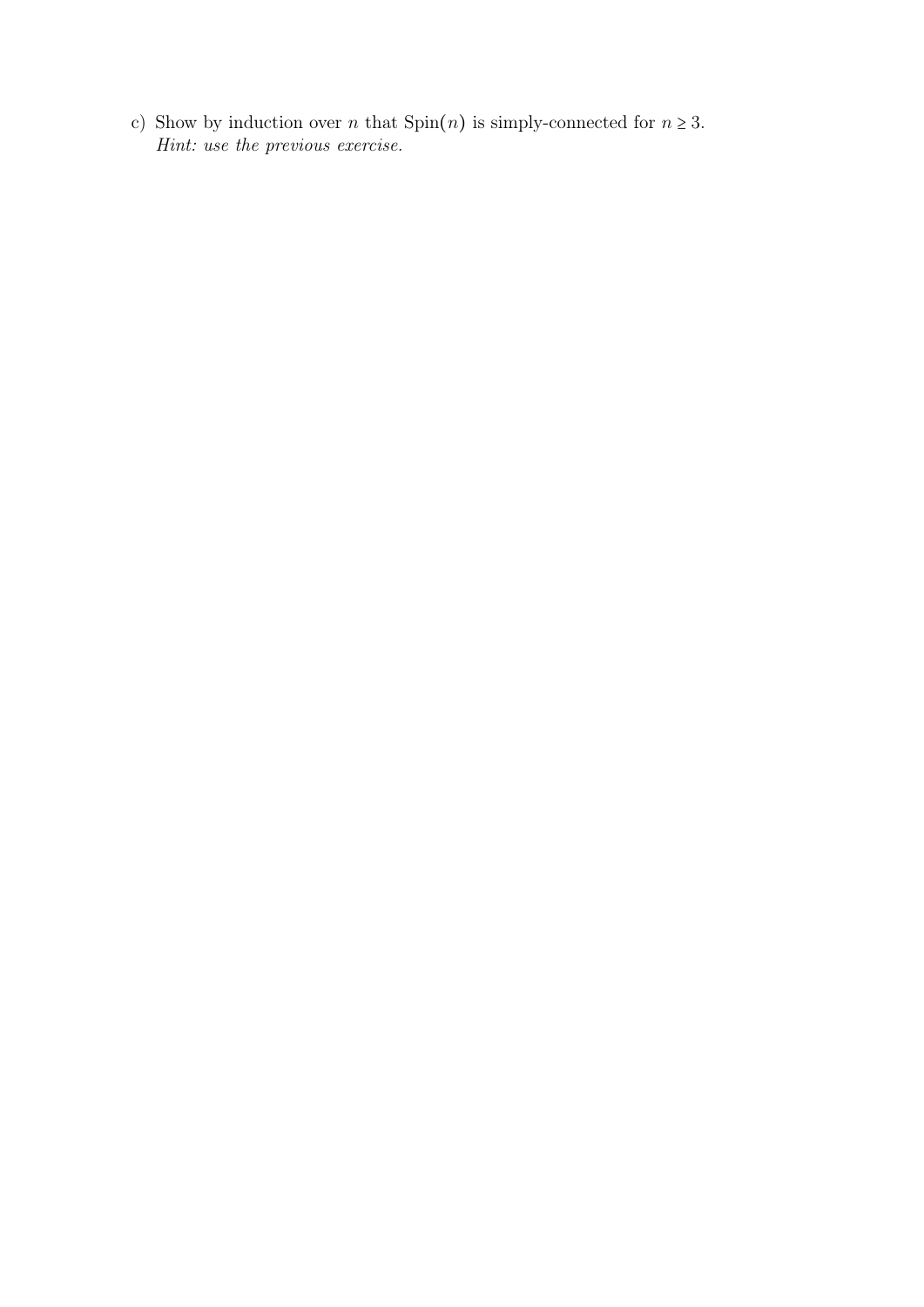c) Show by induction over $n$ that $\mathrm{Spin}(n)$ is simply-connected for $n \geq 3$.
*Hint: use the previous exercise.*